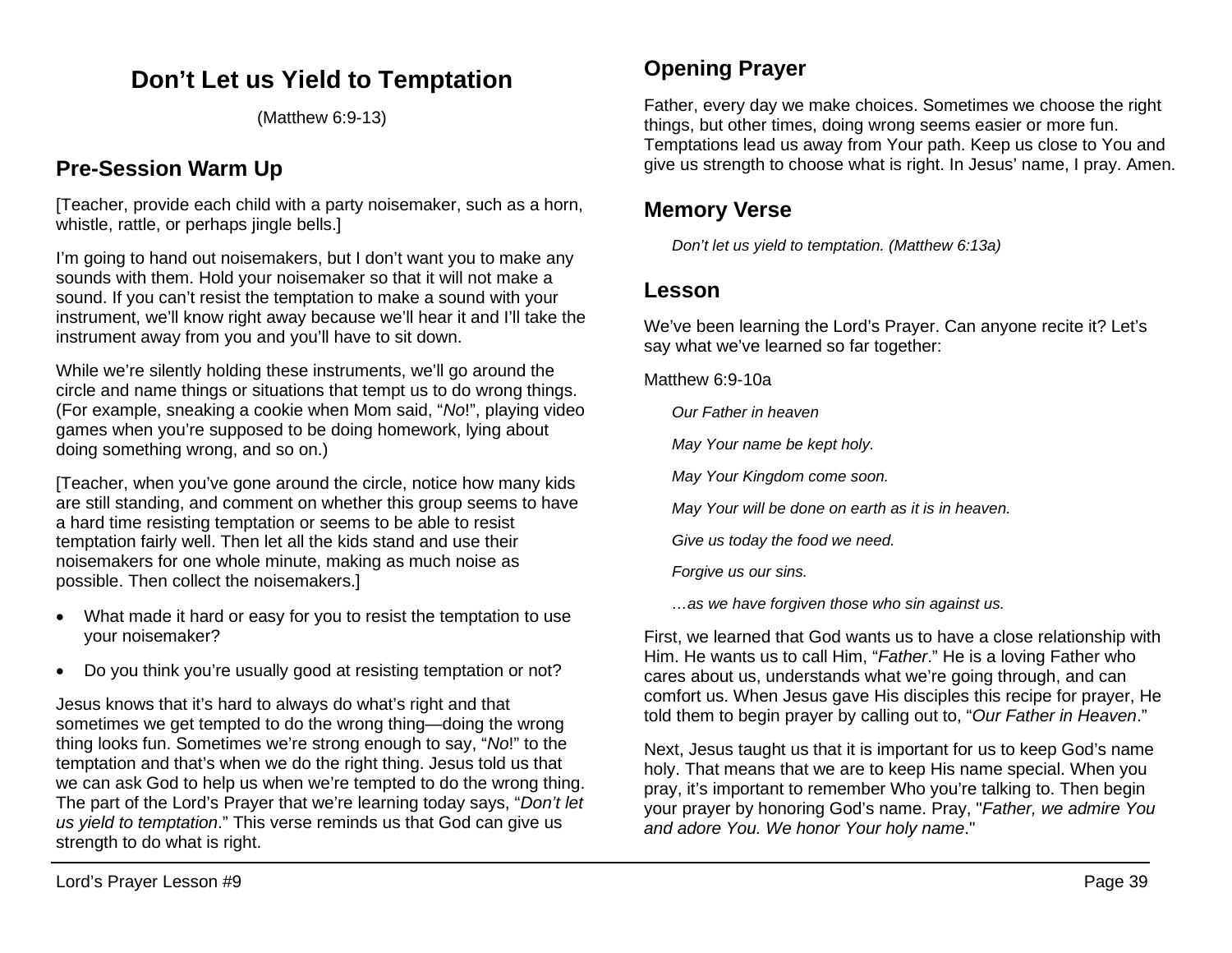# Don't Let us Yield to Temptation

(Matthew 6:9-13)

## Pre-Session Warm Up

[Teacher, provide each child with a party noisemaker, such as a horn, whistle, rattle, or perhaps jingle bells.]

I'm going to hand out noisemakers, but I don't want you to make any sounds with them. Hold your noisemaker so that it will not make a sound. If you can't resist the temptation to make a sound with your instrument, we'll know right away because we'll hear it and I'll take the instrument away from you and you'll have to sit down.

While we're silently holding these instruments, we'll go around the circle and name things or situations that tempt us to do wrong things. (For example, sneaking a cookie when Mom said, "*No*!", playing video games when you're supposed to be doing homework, lying about doing something wrong, and so on.)

[Teacher, when you've gone around the circle, notice how many kids are still standing, and comment on whether this group seems to have a hard time resisting temptation or seems to be able to resist temptation fairly well. Then let all the kids stand and use their noisemakers for one whole minute, making as much noise as possible. Then collect the noisemakers.]

- What made it hard or easy for you to resist the temptation to use your noisemaker?
- Do you think you're usually good at resisting temptation or not?

Jesus knows that it's hard to always do what's right and that sometimes we get tempted to do the wrong thing—doing the wrong thing looks fun. Sometimes we're strong enough to say, "*No*!" to the temptation and that's when we do the right thing. Jesus told us that we can ask God to help us when we're tempted to do the wrong thing. The part of the Lord's Prayer that we're learning today says, "*Don't let us yield to temptation*." This verse reminds us that God can give us strength to do what is right.

## Opening Prayer

Father, every day we make choices. Sometimes we choose the right things, but other times, doing wrong seems easier or more fun. Temptations lead us away from Your path. Keep us close to You and give us strength to choose what is right. In Jesus' name, I pray. Amen.

## Memory Verse

*Don't let us yield to temptation. (Matthew 6:13a)*

## Lesson

We've been learning the Lord's Prayer. Can anyone recite it? Let's say what we've learned so far together:

Matthew 6:9-10a

*Our Father in heaven*

*May Your name be kept holy.*

*May Your Kingdom come soon.*

*May Your will be done on earth as it is in heaven.*

*Give us today the food we need.*

*Forgive us our sins.*

*…as we have forgiven those who sin against us.*

First, we learned that God wants us to have a close relationship with Him. He wants us to call Him, "*Father*." He is a loving Father who cares about us, understands what we're going through, and can comfort us. When Jesus gave His disciples this recipe for prayer, He told them to begin prayer by calling out to, "*Our Father in Heaven*."

Next, Jesus taught us that it is important for us to keep God's name holy. That means that we are to keep His name special. When you pray, it's important to remember Who you're talking to. Then begin your prayer by honoring God's name. Pray, "*Father, we admire You and adore You. We honor Your holy name*."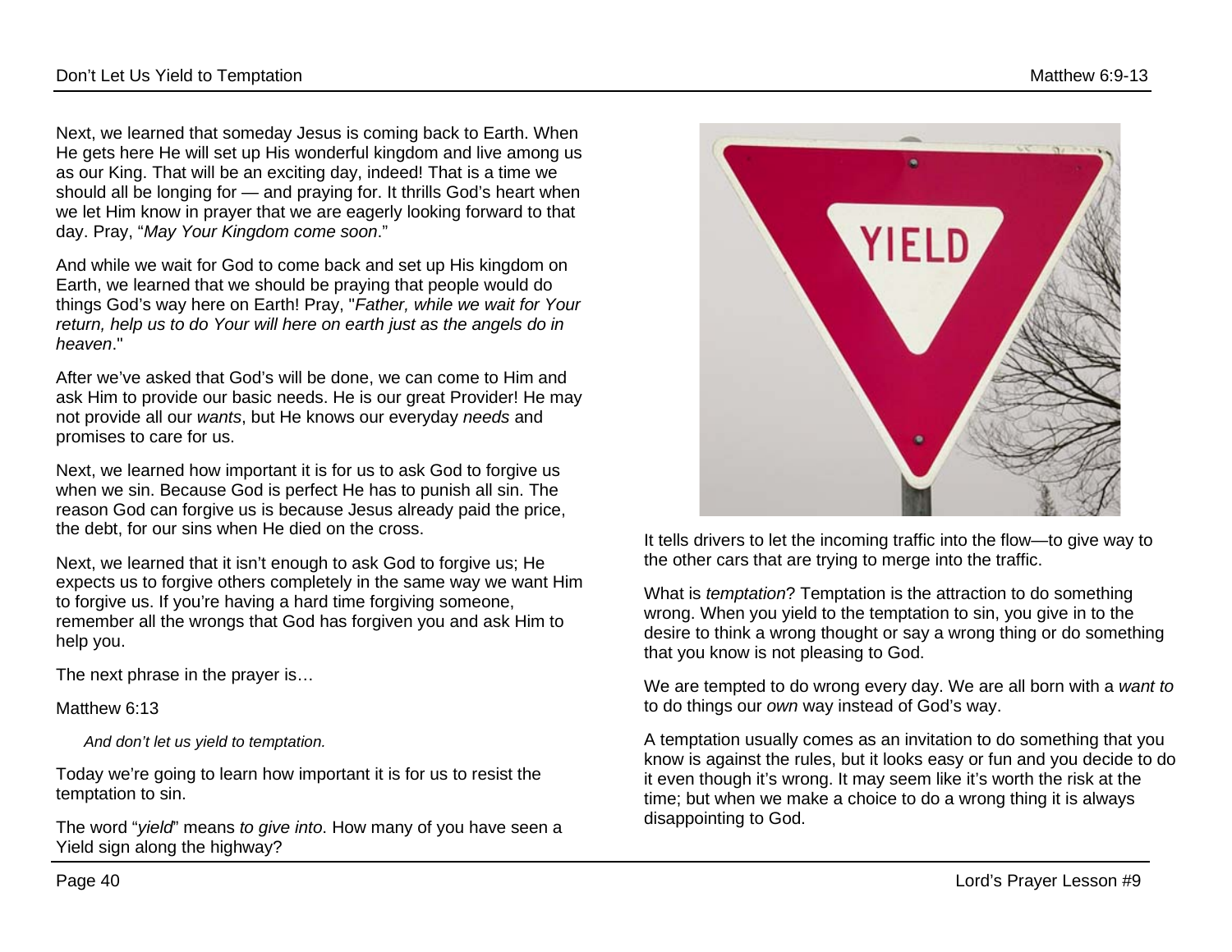Next, we learned that someday Jesus is coming back to Earth. When He gets here He will set up His wonderful kingdom and live among us as our King. That will be an exciting day, indeed! That is a time we should all be longing for — and praying for. It thrills God's heart when we let Him know in prayer that we are eagerly looking forward to that day. Pray, "*May Your Kingdom come soon*."

And while we wait for God to come back and set up His kingdom on Earth, we learned that we should be praying that people would do things God's way here on Earth! Pray, "*Father, while we wait for Your return, help us to do Your will here on earth just as the angels do in heaven*."

After we've asked that God's will be done, we can come to Him and ask Him to provide our basic needs. He is our great Provider! He may not provide all our *wants*, but He knows our everyday *needs* and promises to care for us.

Next, we learned how important it is for us to ask God to forgive us when we sin. Because God is perfect He has to punish all sin. The reason God can forgive us is because Jesus already paid the price, the debt, for our sins when He died on the cross.

Next, we learned that it isn't enough to ask God to forgive us; He expects us to forgive others completely in the same way we want Him to forgive us. If you're having a hard time forgiving someone, remember all the wrongs that God has forgiven you and ask Him to help you.

The next phrase in the prayer is…

Matthew 6:13

> *And don't let us yield to temptation.*

Today we're going to learn how important it is for us to resist the temptation to sin.

The word "*yield*" means *to give into*. How many of you have seen a Yield sign along the highway?

It tells drivers to let the incoming traffic into the flow—to give way to the other cars that are trying to merge into the traffic.

What is *temptation*? Temptation is the attraction to do something wrong. When you yield to the temptation to sin, you give in to the desire to think a wrong thought or say a wrong thing or do something that you know is not pleasing to God.

We are tempted to do wrong every day. We are all born with a *want to* to do things our *own* way instead of God's way.

A temptation usually comes as an invitation to do something that you know is against the rules, but it looks easy or fun and you decide to do it even though it's wrong. It may seem like it's worth the risk at the time; but when we make a choice to do a wrong thing it is always disappointing to God.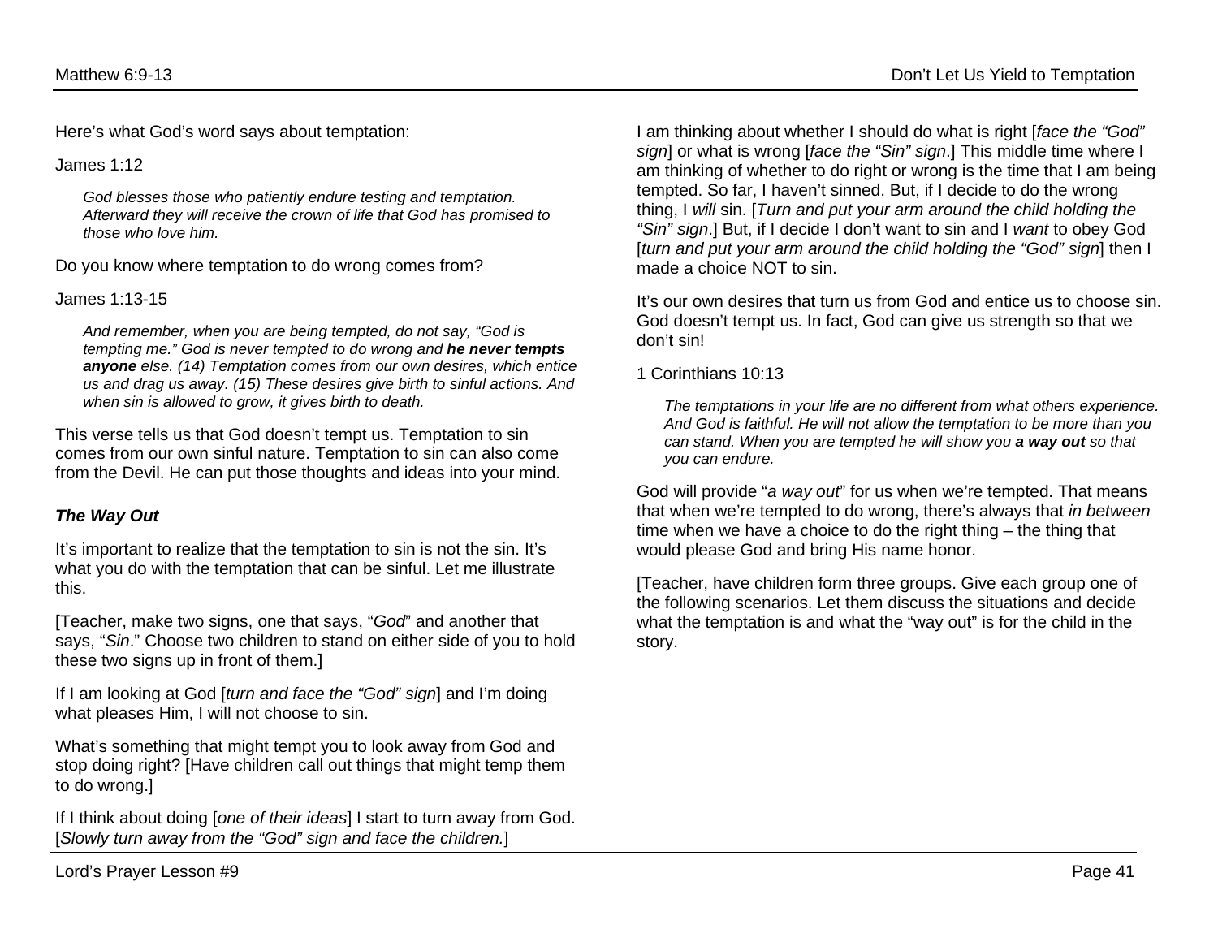Here's what God's word says about temptation:

James 1:12

> *God blesses those who patiently endure testing and temptation. Afterward they will receive the crown of life that God has promised to those who love him.*

Do you know where temptation to do wrong comes from?

James 1:13-15

> *And remember, when you are being tempted, do not say, "God is tempting me." God is never tempted to do wrong and **he never tempts anyone** else. (14) Temptation comes from our own desires, which entice us and drag us away. (15) These desires give birth to sinful actions. And when sin is allowed to grow, it gives birth to death.*

This verse tells us that God doesn't tempt us. Temptation to sin comes from our own sinful nature. Temptation to sin can also come from the Devil. He can put those thoughts and ideas into your mind.

### *The Way Out*

It's important to realize that the temptation to sin is not the sin. It's what you do with the temptation that can be sinful. Let me illustrate this.

[Teacher, make two signs, one that says, "*God*" and another that says, "*Sin*." Choose two children to stand on either side of you to hold these two signs up in front of them.]

If I am looking at God [*turn and face the "God" sign*] and I'm doing what pleases Him, I will not choose to sin.

What's something that might tempt you to look away from God and stop doing right? [Have children call out things that might temp them to do wrong.]

If I think about doing [*one of their ideas*] I start to turn away from God. [*Slowly turn away from the "God" sign and face the children.*] I am thinking about whether I should do what is right [*face the "God" sign*] or what is wrong [*face the "Sin" sign*.] This middle time where I am thinking of whether to do right or wrong is the time that I am being tempted. So far, I haven't sinned. But, if I decide to do the wrong thing, I *will* sin. [*Turn and put your arm around the child holding the "Sin" sign*.] But, if I decide I don't want to sin and I *want* to obey God [*turn and put your arm around the child holding the "God" sign*] then I made a choice NOT to sin.

It's our own desires that turn us from God and entice us to choose sin. God doesn't tempt us. In fact, God can give us strength so that we don't sin!

1 Corinthians 10:13

> *The temptations in your life are no different from what others experience. And God is faithful. He will not allow the temptation to be more than you can stand. When you are tempted he will show you **a way out** so that you can endure.*

God will provide "*a way out*" for us when we're tempted. That means that when we're tempted to do wrong, there's always that *in between* time when we have a choice to do the right thing – the thing that would please God and bring His name honor.

[Teacher, have children form three groups. Give each group one of the following scenarios. Let them discuss the situations and decide what the temptation is and what the "way out" is for the child in the story.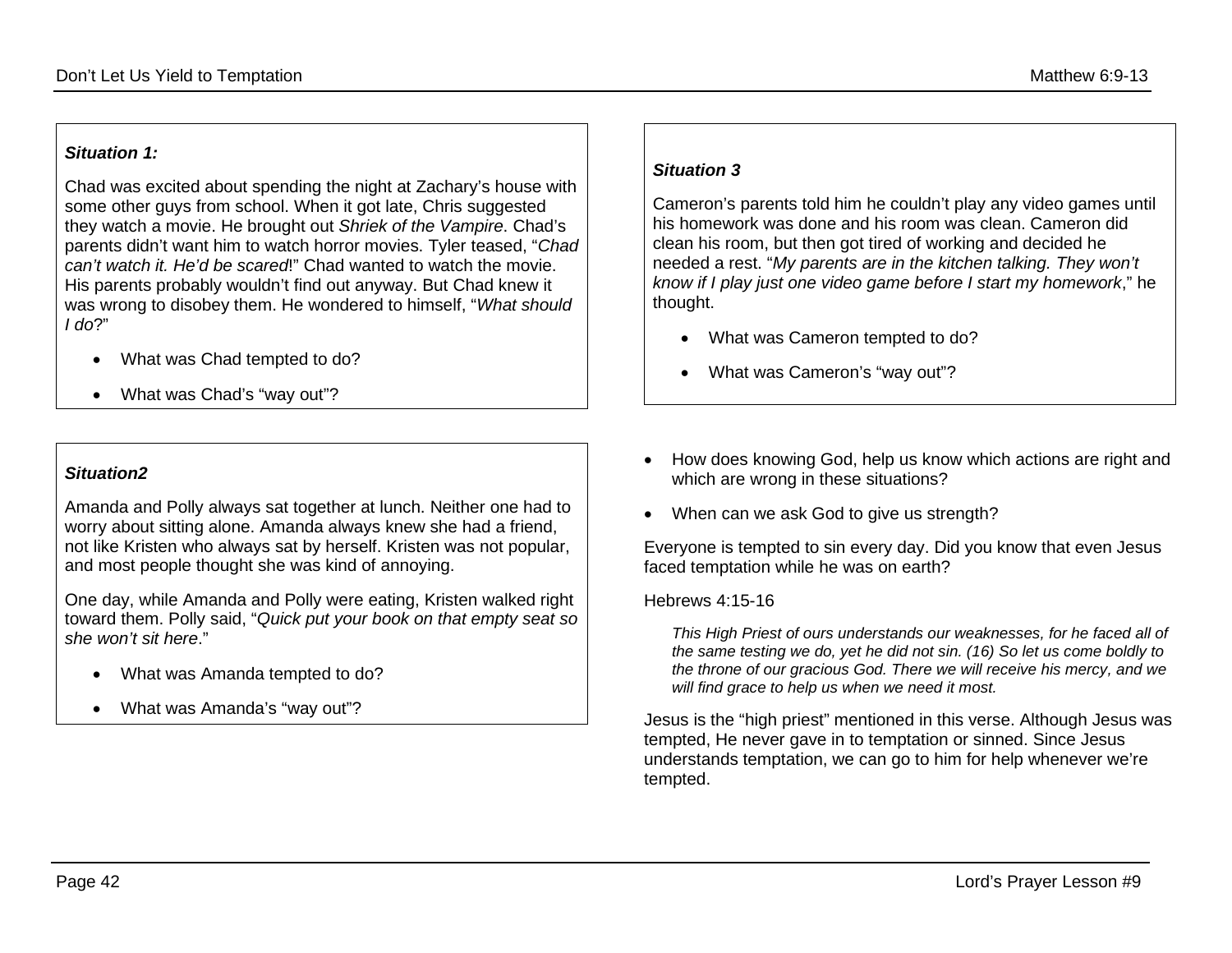***Situation 1:***

Chad was excited about spending the night at Zachary's house with some other guys from school. When it got late, Chris suggested they watch a movie. He brought out *Shriek of the Vampire*. Chad's parents didn't want him to watch horror movies. Tyler teased, "*Chad can't watch it. He'd be scared*!" Chad wanted to watch the movie. His parents probably wouldn't find out anyway. But Chad knew it was wrong to disobey them. He wondered to himself, "*What should I do*?"

- What was Chad tempted to do?
- What was Chad's "way out"?

***Situation2***

Amanda and Polly always sat together at lunch. Neither one had to worry about sitting alone. Amanda always knew she had a friend, not like Kristen who always sat by herself. Kristen was not popular, and most people thought she was kind of annoying.

One day, while Amanda and Polly were eating, Kristen walked right toward them. Polly said, "*Quick put your book on that empty seat so she won't sit here*."

- What was Amanda tempted to do?
- What was Amanda's "way out"?

***Situation 3***

Cameron's parents told him he couldn't play any video games until his homework was done and his room was clean. Cameron did clean his room, but then got tired of working and decided he needed a rest. "*My parents are in the kitchen talking. They won't know if I play just one video game before I start my homework*," he thought.

- What was Cameron tempted to do?
- What was Cameron's "way out"?

- How does knowing God, help us know which actions are right and which are wrong in these situations?
- When can we ask God to give us strength?

Everyone is tempted to sin every day. Did you know that even Jesus faced temptation while he was on earth?

Hebrews 4:15-16

> *This High Priest of ours understands our weaknesses, for he faced all of the same testing we do, yet he did not sin. (16) So let us come boldly to the throne of our gracious God. There we will receive his mercy, and we will find grace to help us when we need it most.*

Jesus is the "high priest" mentioned in this verse. Although Jesus was tempted, He never gave in to temptation or sinned. Since Jesus understands temptation, we can go to him for help whenever we're tempted.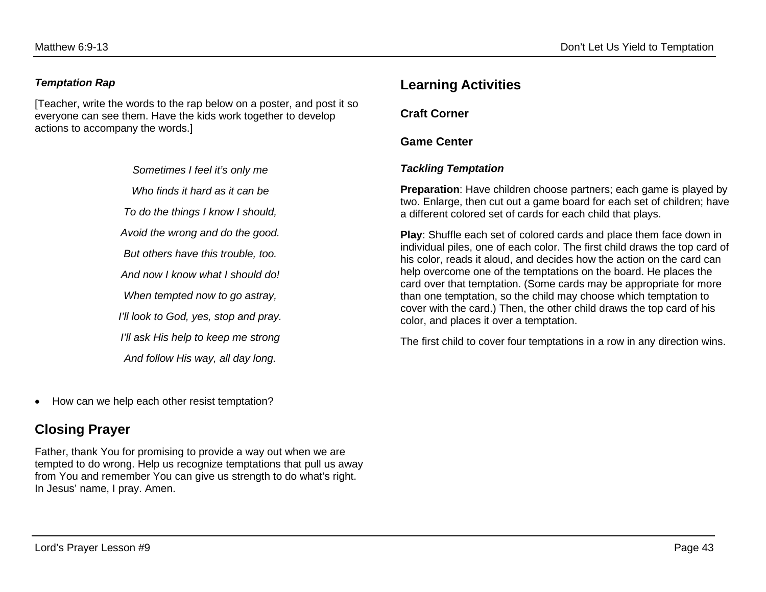***Temptation Rap***

[Teacher, write the words to the rap below on a poster, and post it so everyone can see them. Have the kids work together to develop actions to accompany the words.]

*Sometimes I feel it's only me*

*Who finds it hard as it can be*

*To do the things I know I should,*

*Avoid the wrong and do the good.*

*But others have this trouble, too.*

*And now I know what I should do!*

*When tempted now to go astray,*

*I'll look to God, yes, stop and pray.*

*I'll ask His help to keep me strong*

*And follow His way, all day long.*

- How can we help each other resist temptation?

## Closing Prayer

Father, thank You for promising to provide a way out when we are tempted to do wrong. Help us recognize temptations that pull us away from You and remember You can give us strength to do what's right. In Jesus' name, I pray. Amen.

## Learning Activities

### Craft Corner

### Game Center

***Tackling Temptation***

**Preparation**: Have children choose partners; each game is played by two. Enlarge, then cut out a game board for each set of children; have a different colored set of cards for each child that plays.

**Play**: Shuffle each set of colored cards and place them face down in individual piles, one of each color. The first child draws the top card of his color, reads it aloud, and decides how the action on the card can help overcome one of the temptations on the board. He places the card over that temptation. (Some cards may be appropriate for more than one temptation, so the child may choose which temptation to cover with the card.) Then, the other child draws the top card of his color, and places it over a temptation.

The first child to cover four temptations in a row in any direction wins.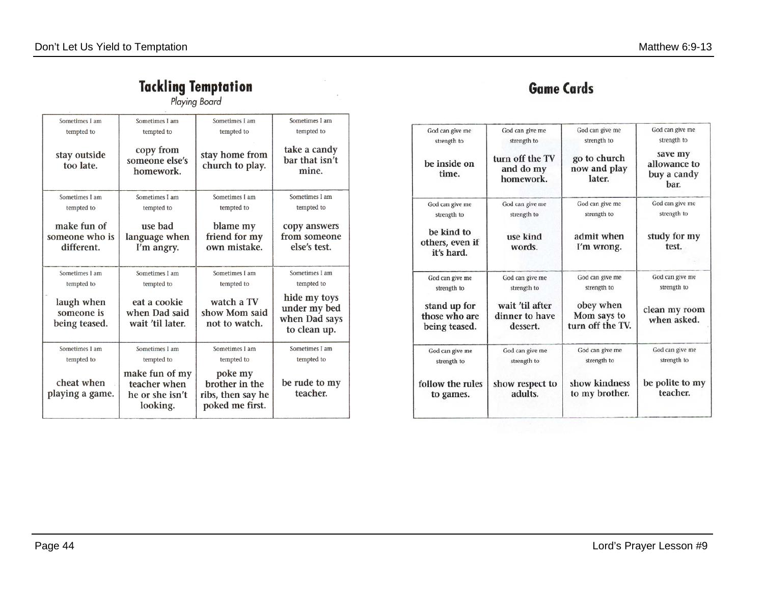## Tackling Temptation

*Playing Board*

| | | | |
|---|---|---|---|
| Sometimes I am tempted to stay outside too late. | Sometimes I am tempted to copy from someone else's homework. | Sometimes I am tempted to stay home from church to play. | Sometimes I am tempted to take a candy bar that isn't mine. |
| Sometimes I am tempted to make fun of someone who is different. | Sometimes I am tempted to use bad language when I'm angry. | Sometimes I am tempted to blame my friend for my own mistake. | Sometimes I am tempted to copy answers from someone else's test. |
| Sometimes I am tempted to laugh when someone is being teased. | Sometimes I am tempted to eat a cookie when Dad said wait 'til later. | Sometimes I am tempted to watch a TV show Mom said not to watch. | Sometimes I am tempted to hide my toys under my bed when Dad says to clean up. |
| Sometimes I am tempted to cheat when playing a game. | Sometimes I am tempted to make fun of my teacher when he or she isn't looking. | Sometimes I am tempted to poke my brother in the ribs, then say he poked me first. | Sometimes I am tempted to be rude to my teacher. |

## Game Cards

| | | | |
|---|---|---|---|
| God can give me strength to be inside on time. | God can give me strength to turn off the TV and do my homework. | God can give me strength to go to church now and play later. | God can give me strength to save my allowance to buy a candy bar. |
| God can give me strength to be kind to others, even if it's hard. | God can give me strength to use kind words. | God can give me strength to admit when I'm wrong. | God can give me strength to study for my test. |
| God can give me strength to stand up for those who are being teased. | God can give me strength to wait 'til after dinner to have dessert. | God can give me strength to obey when Mom says to turn off the TV. | God can give me strength to clean my room when asked. |
| God can give me strength to follow the rules to games. | God can give me strength to show respect to adults. | God can give me strength to show kindness to my brother. | God can give me strength to be polite to my teacher. |